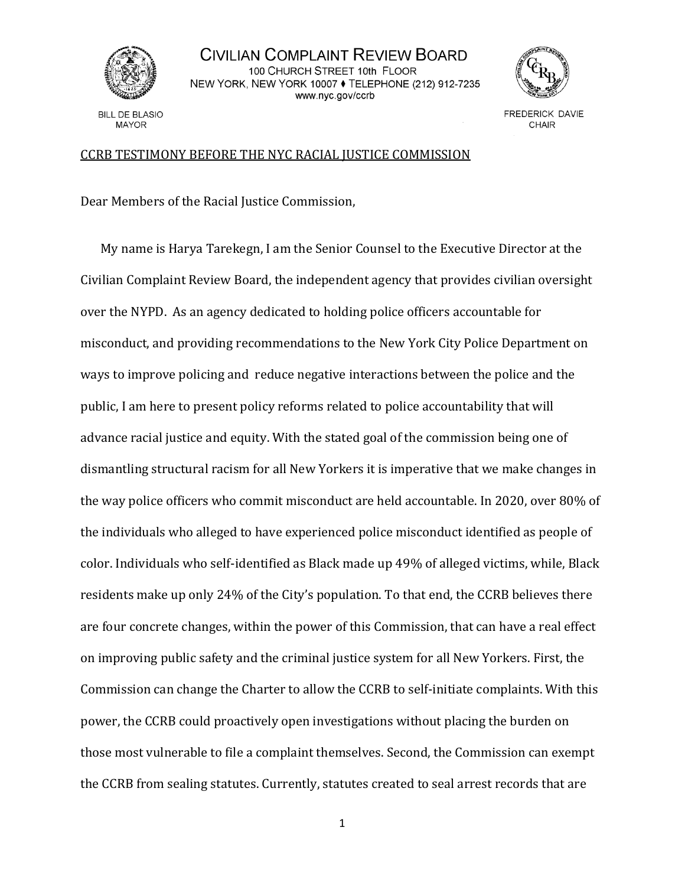CIVILIAN COMPLAINT REVIEW BOARD
100 CHURCH STREET 10th FLOOR
NEW YORK, NEW YORK 10007 ♦ TELEPHONE (212) 912-7235
www.nyc.gov/ccrb

BILL DE BLASIO
MAYOR

FREDERICK DAVIE
CHAIR

CCRB TESTIMONY BEFORE THE NYC RACIAL JUSTICE COMMISSION

Dear Members of the Racial Justice Commission,

My name is Harya Tarekegn, I am the Senior Counsel to the Executive Director at the Civilian Complaint Review Board, the independent agency that provides civilian oversight over the NYPD. As an agency dedicated to holding police officers accountable for misconduct, and providing recommendations to the New York City Police Department on ways to improve policing and reduce negative interactions between the police and the public, I am here to present policy reforms related to police accountability that will advance racial justice and equity. With the stated goal of the commission being one of dismantling structural racism for all New Yorkers it is imperative that we make changes in the way police officers who commit misconduct are held accountable. In 2020, over 80% of the individuals who alleged to have experienced police misconduct identified as people of color. Individuals who self-identified as Black made up 49% of alleged victims, while, Black residents make up only 24% of the City's population. To that end, the CCRB believes there are four concrete changes, within the power of this Commission, that can have a real effect on improving public safety and the criminal justice system for all New Yorkers. First, the Commission can change the Charter to allow the CCRB to self-initiate complaints. With this power, the CCRB could proactively open investigations without placing the burden on those most vulnerable to file a complaint themselves. Second, the Commission can exempt the CCRB from sealing statutes. Currently, statutes created to seal arrest records that are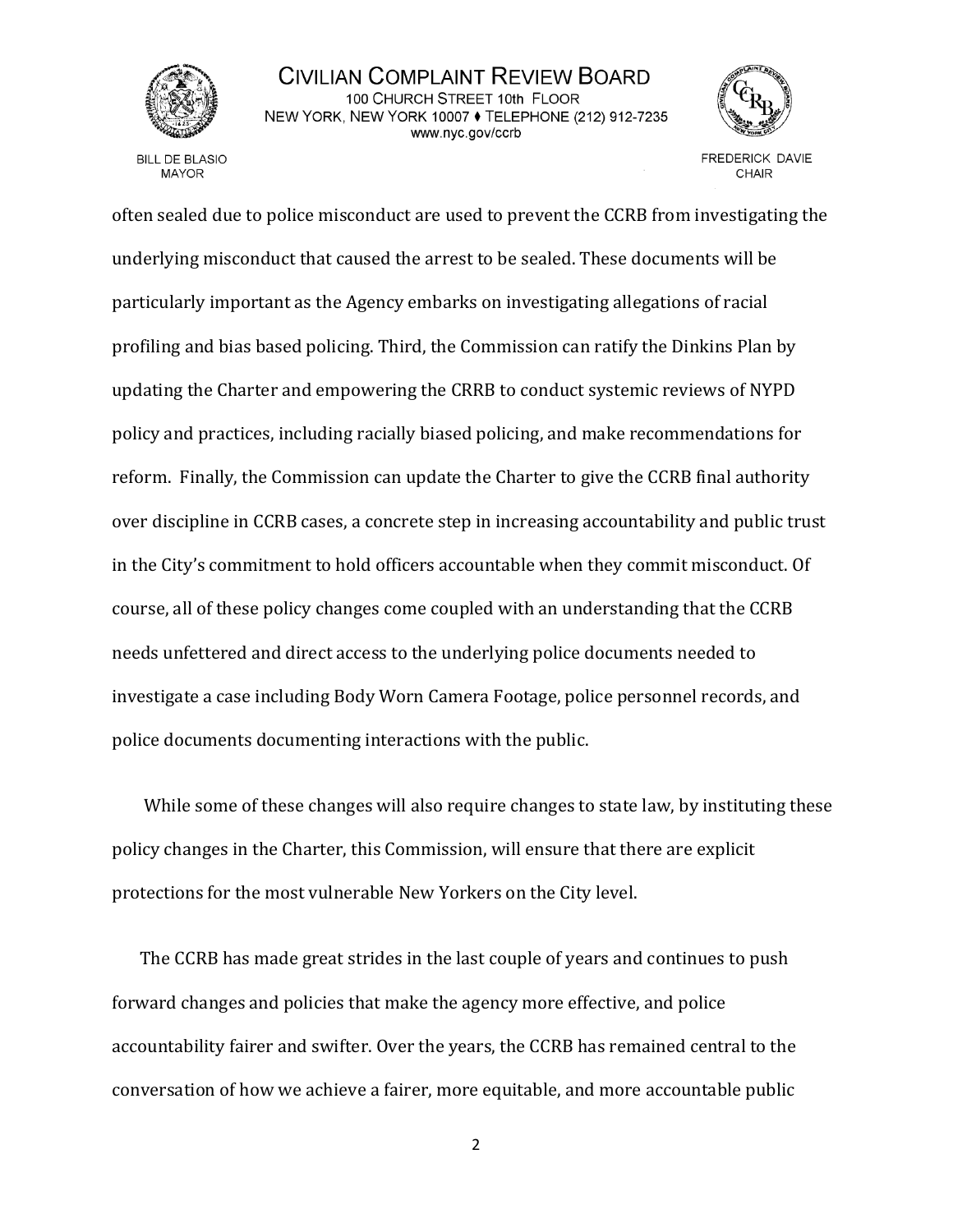often sealed due to police misconduct are used to prevent the CCRB from investigating the underlying misconduct that caused the arrest to be sealed. These documents will be particularly important as the Agency embarks on investigating allegations of racial profiling and bias based policing. Third, the Commission can ratify the Dinkins Plan by updating the Charter and empowering the CRRB to conduct systemic reviews of NYPD policy and practices, including racially biased policing, and make recommendations for reform. Finally, the Commission can update the Charter to give the CCRB final authority over discipline in CCRB cases, a concrete step in increasing accountability and public trust in the City's commitment to hold officers accountable when they commit misconduct. Of course, all of these policy changes come coupled with an understanding that the CCRB needs unfettered and direct access to the underlying police documents needed to investigate a case including Body Worn Camera Footage, police personnel records, and police documents documenting interactions with the public.

While some of these changes will also require changes to state law, by instituting these policy changes in the Charter, this Commission, will ensure that there are explicit protections for the most vulnerable New Yorkers on the City level.

The CCRB has made great strides in the last couple of years and continues to push forward changes and policies that make the agency more effective, and police accountability fairer and swifter. Over the years, the CCRB has remained central to the conversation of how we achieve a fairer, more equitable, and more accountable public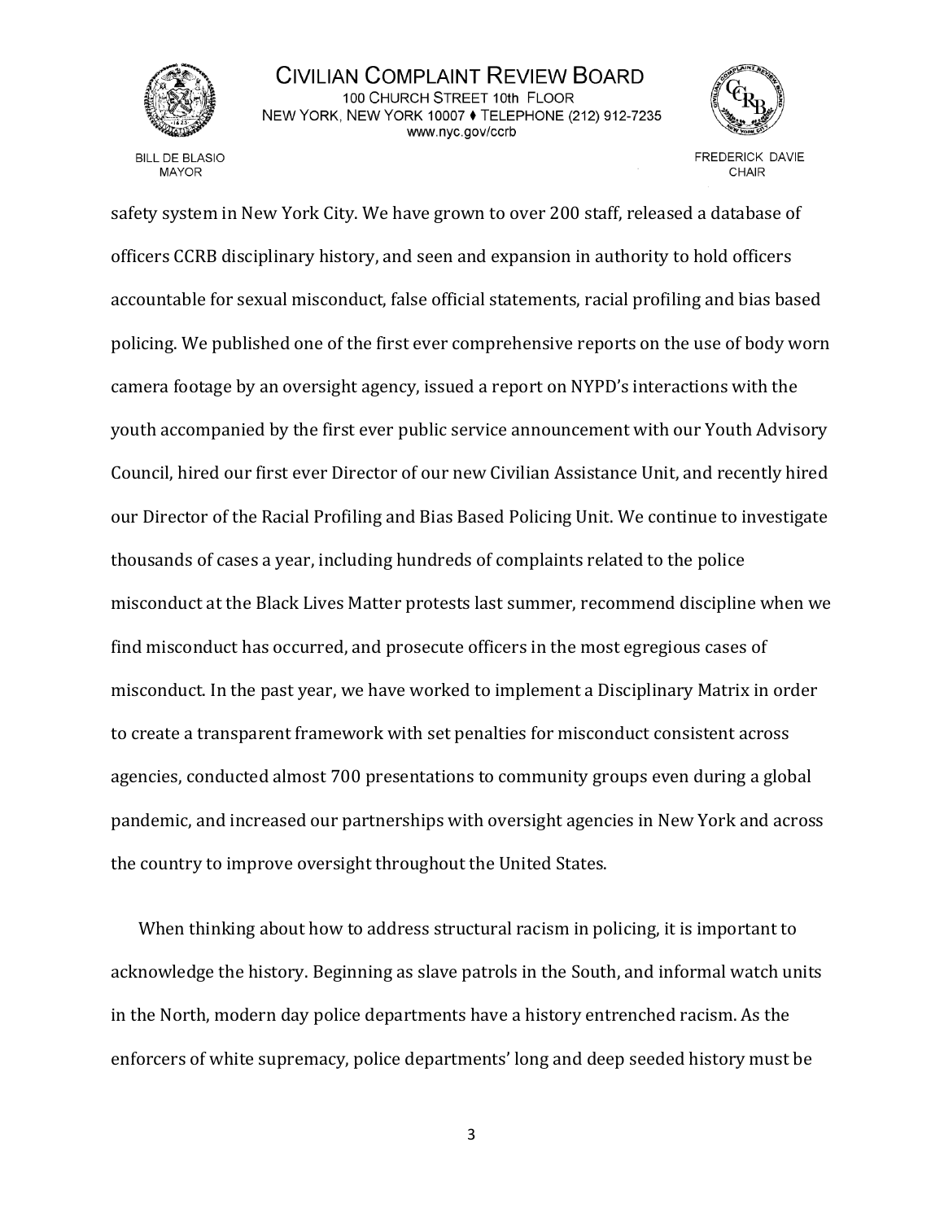safety system in New York City. We have grown to over 200 staff, released a database of officers CCRB disciplinary history, and seen and expansion in authority to hold officers accountable for sexual misconduct, false official statements, racial profiling and bias based policing. We published one of the first ever comprehensive reports on the use of body worn camera footage by an oversight agency, issued a report on NYPD's interactions with the youth accompanied by the first ever public service announcement with our Youth Advisory Council, hired our first ever Director of our new Civilian Assistance Unit, and recently hired our Director of the Racial Profiling and Bias Based Policing Unit. We continue to investigate thousands of cases a year, including hundreds of complaints related to the police misconduct at the Black Lives Matter protests last summer, recommend discipline when we find misconduct has occurred, and prosecute officers in the most egregious cases of misconduct. In the past year, we have worked to implement a Disciplinary Matrix in order to create a transparent framework with set penalties for misconduct consistent across agencies, conducted almost 700 presentations to community groups even during a global pandemic, and increased our partnerships with oversight agencies in New York and across the country to improve oversight throughout the United States.

When thinking about how to address structural racism in policing, it is important to acknowledge the history. Beginning as slave patrols in the South, and informal watch units in the North, modern day police departments have a history entrenched racism. As the enforcers of white supremacy, police departments' long and deep seeded history must be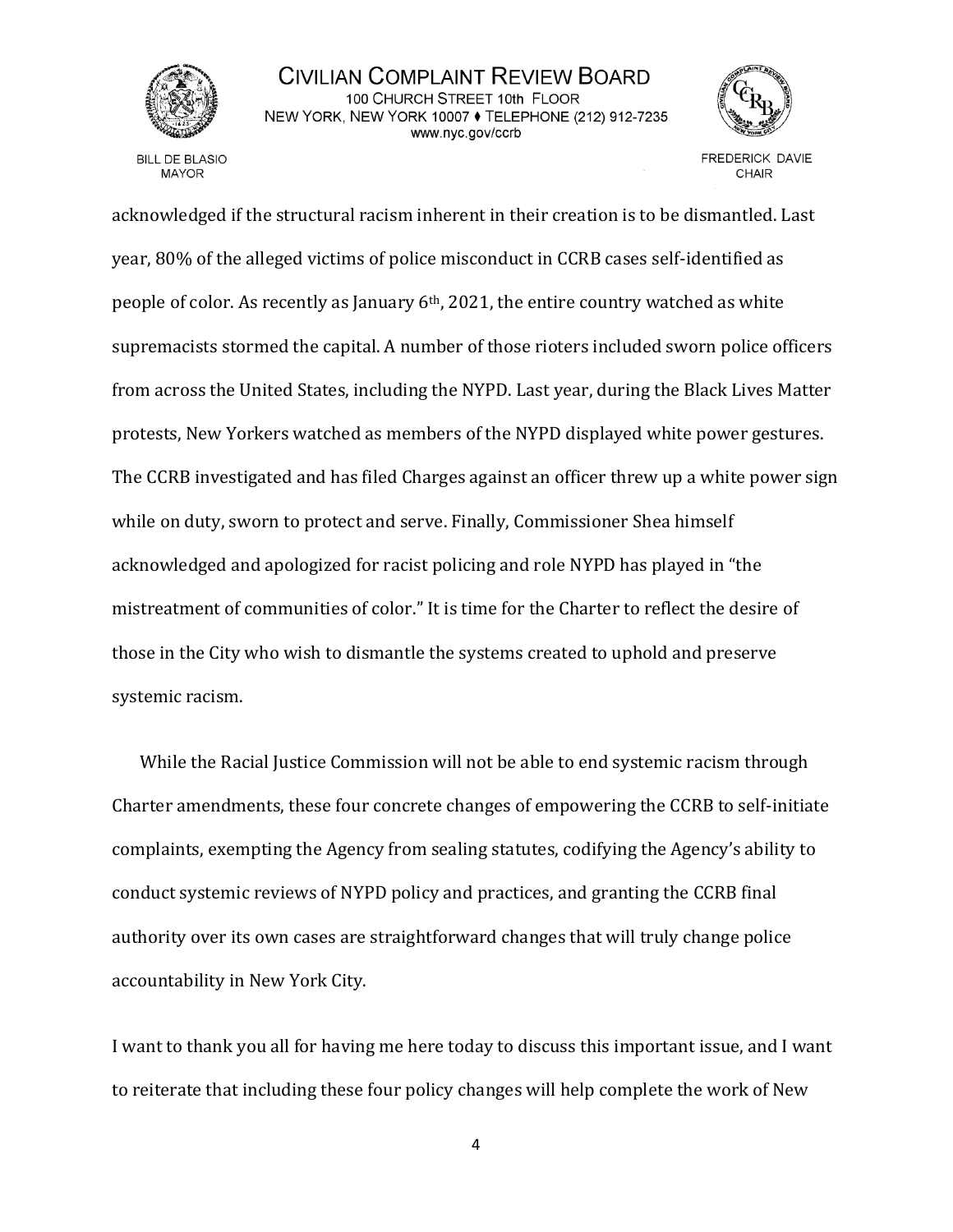acknowledged if the structural racism inherent in their creation is to be dismantled. Last year, 80% of the alleged victims of police misconduct in CCRB cases self-identified as people of color. As recently as January 6th, 2021, the entire country watched as white supremacists stormed the capital. A number of those rioters included sworn police officers from across the United States, including the NYPD. Last year, during the Black Lives Matter protests, New Yorkers watched as members of the NYPD displayed white power gestures. The CCRB investigated and has filed Charges against an officer threw up a white power sign while on duty, sworn to protect and serve. Finally, Commissioner Shea himself acknowledged and apologized for racist policing and role NYPD has played in "the mistreatment of communities of color." It is time for the Charter to reflect the desire of those in the City who wish to dismantle the systems created to uphold and preserve systemic racism.

While the Racial Justice Commission will not be able to end systemic racism through Charter amendments, these four concrete changes of empowering the CCRB to self-initiate complaints, exempting the Agency from sealing statutes, codifying the Agency's ability to conduct systemic reviews of NYPD policy and practices, and granting the CCRB final authority over its own cases are straightforward changes that will truly change police accountability in New York City.

I want to thank you all for having me here today to discuss this important issue, and I want to reiterate that including these four policy changes will help complete the work of New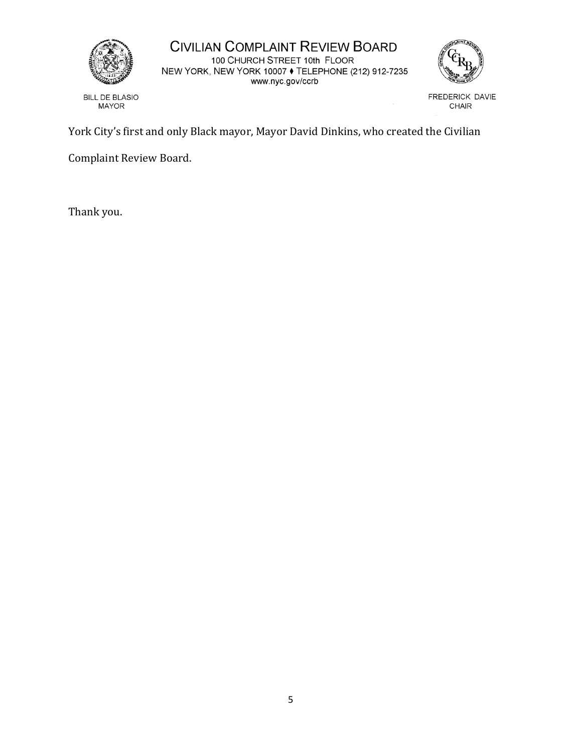York City's first and only Black mayor, Mayor David Dinkins, who created the Civilian Complaint Review Board.

Thank you.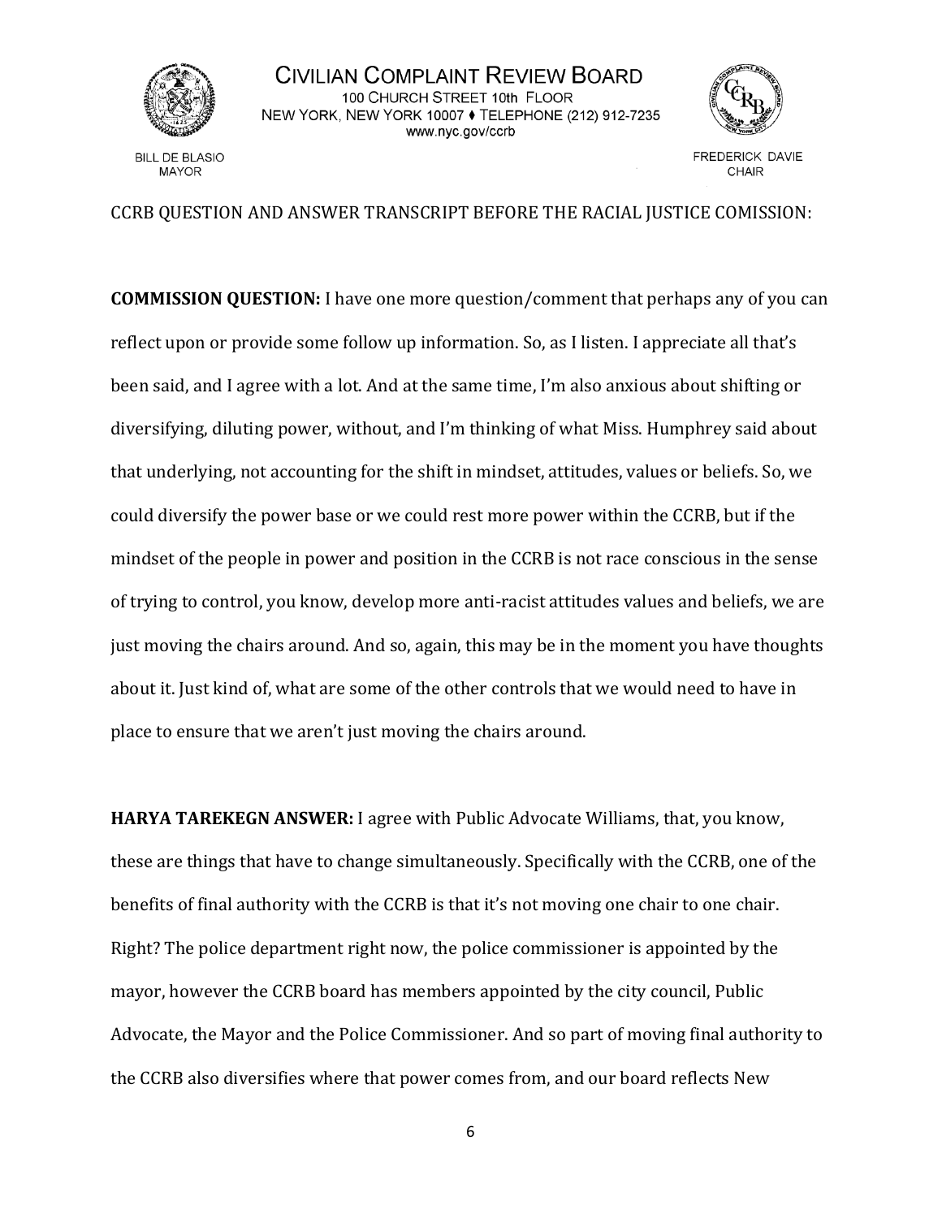CIVILIAN COMPLAINT REVIEW BOARD
100 CHURCH STREET 10th FLOOR
NEW YORK, NEW YORK 10007 ♦ TELEPHONE (212) 912-7235
www.nyc.gov/ccrb

BILL DE BLASIO
MAYOR

FREDERICK DAVIE
CHAIR

CCRB QUESTION AND ANSWER TRANSCRIPT BEFORE THE RACIAL JUSTICE COMISSION:

**COMMISSION QUESTION:** I have one more question/comment that perhaps any of you can reflect upon or provide some follow up information. So, as I listen. I appreciate all that's been said, and I agree with a lot. And at the same time, I'm also anxious about shifting or diversifying, diluting power, without, and I'm thinking of what Miss. Humphrey said about that underlying, not accounting for the shift in mindset, attitudes, values or beliefs. So, we could diversify the power base or we could rest more power within the CCRB, but if the mindset of the people in power and position in the CCRB is not race conscious in the sense of trying to control, you know, develop more anti-racist attitudes values and beliefs, we are just moving the chairs around. And so, again, this may be in the moment you have thoughts about it. Just kind of, what are some of the other controls that we would need to have in place to ensure that we aren't just moving the chairs around.

**HARYA TAREKEGN ANSWER:** I agree with Public Advocate Williams, that, you know, these are things that have to change simultaneously. Specifically with the CCRB, one of the benefits of final authority with the CCRB is that it's not moving one chair to one chair. Right? The police department right now, the police commissioner is appointed by the mayor, however the CCRB board has members appointed by the city council, Public Advocate, the Mayor and the Police Commissioner. And so part of moving final authority to the CCRB also diversifies where that power comes from, and our board reflects New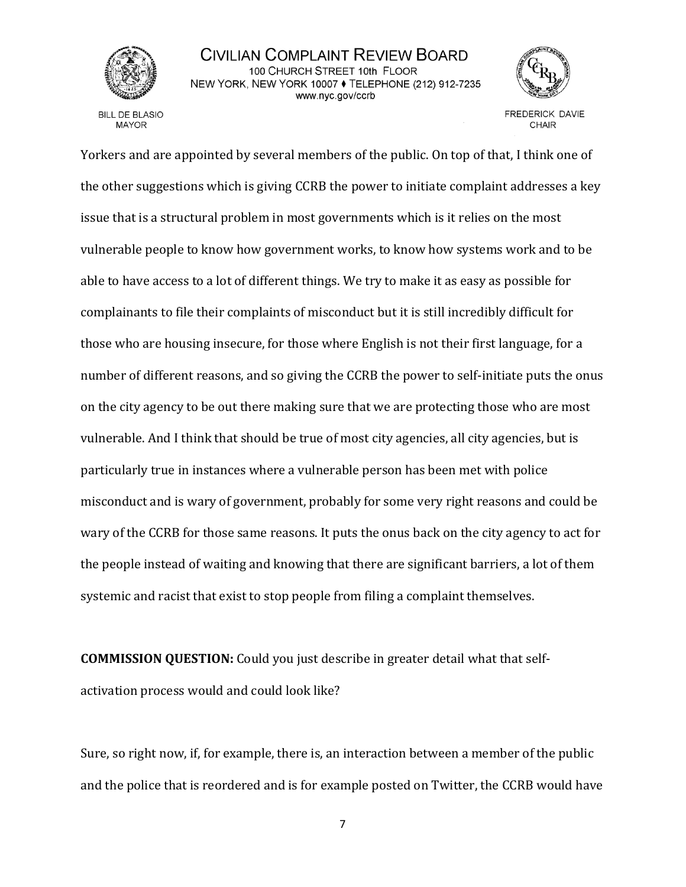Yorkers and are appointed by several members of the public. On top of that, I think one of the other suggestions which is giving CCRB the power to initiate complaint addresses a key issue that is a structural problem in most governments which is it relies on the most vulnerable people to know how government works, to know how systems work and to be able to have access to a lot of different things. We try to make it as easy as possible for complainants to file their complaints of misconduct but it is still incredibly difficult for those who are housing insecure, for those where English is not their first language, for a number of different reasons, and so giving the CCRB the power to self-initiate puts the onus on the city agency to be out there making sure that we are protecting those who are most vulnerable. And I think that should be true of most city agencies, all city agencies, but is particularly true in instances where a vulnerable person has been met with police misconduct and is wary of government, probably for some very right reasons and could be wary of the CCRB for those same reasons. It puts the onus back on the city agency to act for the people instead of waiting and knowing that there are significant barriers, a lot of them systemic and racist that exist to stop people from filing a complaint themselves.

**COMMISSION QUESTION:** Could you just describe in greater detail what that self-activation process would and could look like?

Sure, so right now, if, for example, there is, an interaction between a member of the public and the police that is reordered and is for example posted on Twitter, the CCRB would have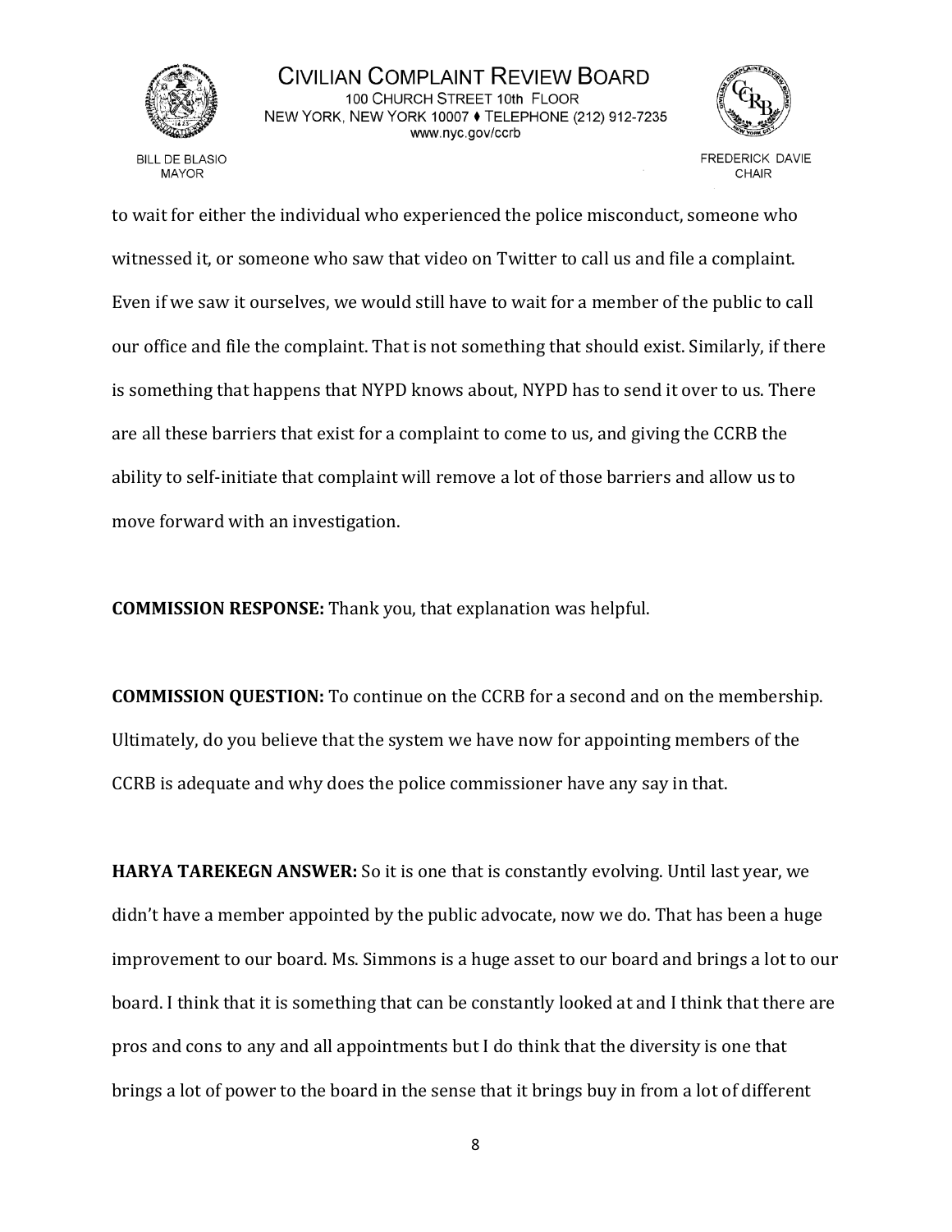to wait for either the individual who experienced the police misconduct, someone who witnessed it, or someone who saw that video on Twitter to call us and file a complaint. Even if we saw it ourselves, we would still have to wait for a member of the public to call our office and file the complaint. That is not something that should exist. Similarly, if there is something that happens that NYPD knows about, NYPD has to send it over to us. There are all these barriers that exist for a complaint to come to us, and giving the CCRB the ability to self-initiate that complaint will remove a lot of those barriers and allow us to move forward with an investigation.

**COMMISSION RESPONSE:** Thank you, that explanation was helpful.

**COMMISSION QUESTION:** To continue on the CCRB for a second and on the membership. Ultimately, do you believe that the system we have now for appointing members of the CCRB is adequate and why does the police commissioner have any say in that.

**HARYA TAREKEGN ANSWER:** So it is one that is constantly evolving. Until last year, we didn't have a member appointed by the public advocate, now we do. That has been a huge improvement to our board. Ms. Simmons is a huge asset to our board and brings a lot to our board. I think that it is something that can be constantly looked at and I think that there are pros and cons to any and all appointments but I do think that the diversity is one that brings a lot of power to the board in the sense that it brings buy in from a lot of different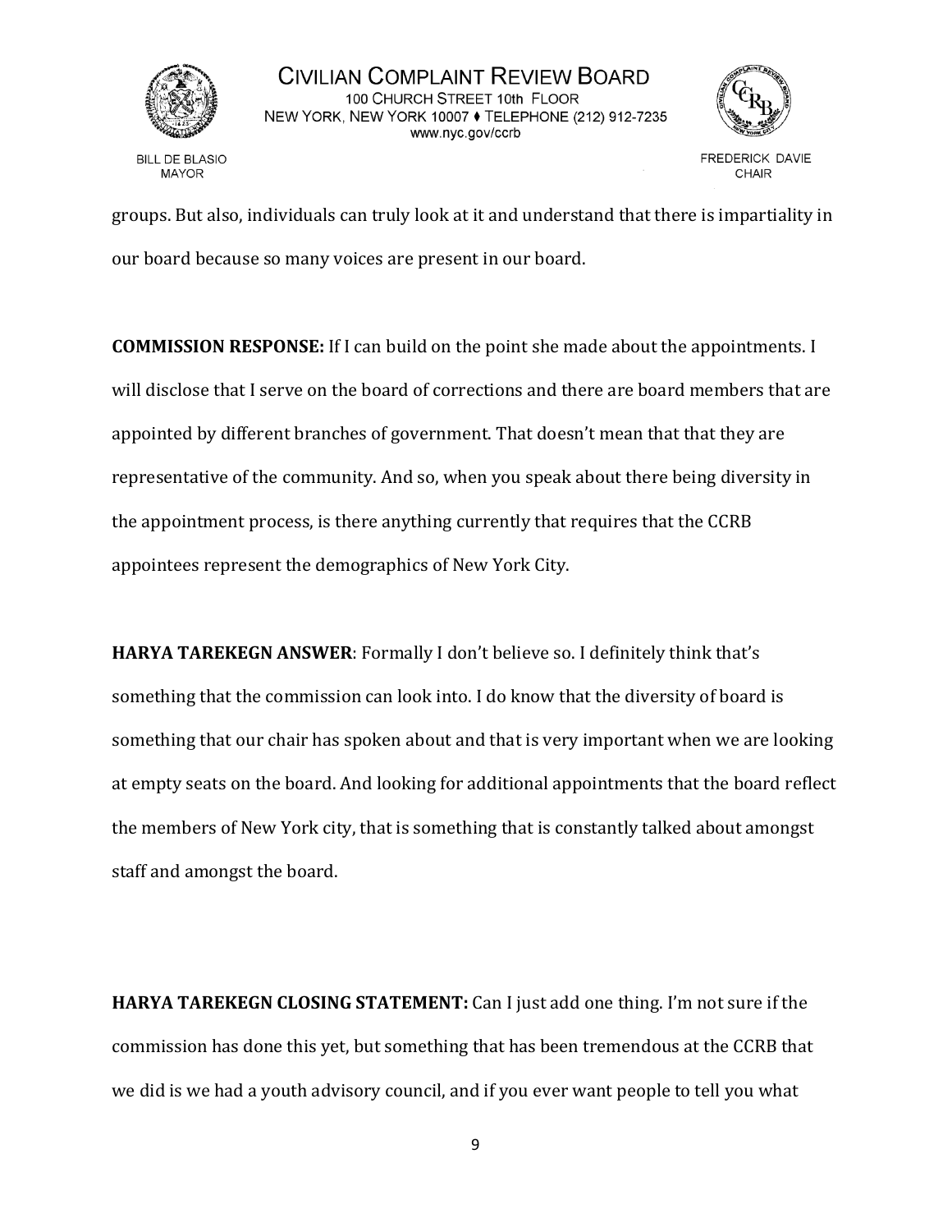groups. But also, individuals can truly look at it and understand that there is impartiality in our board because so many voices are present in our board.

**COMMISSION RESPONSE:** If I can build on the point she made about the appointments. I will disclose that I serve on the board of corrections and there are board members that are appointed by different branches of government. That doesn't mean that that they are representative of the community. And so, when you speak about there being diversity in the appointment process, is there anything currently that requires that the CCRB appointees represent the demographics of New York City.

**HARYA TAREKEGN ANSWER**: Formally I don't believe so. I definitely think that's something that the commission can look into. I do know that the diversity of board is something that our chair has spoken about and that is very important when we are looking at empty seats on the board. And looking for additional appointments that the board reflect the members of New York city, that is something that is constantly talked about amongst staff and amongst the board.

**HARYA TAREKEGN CLOSING STATEMENT:** Can I just add one thing. I'm not sure if the commission has done this yet, but something that has been tremendous at the CCRB that we did is we had a youth advisory council, and if you ever want people to tell you what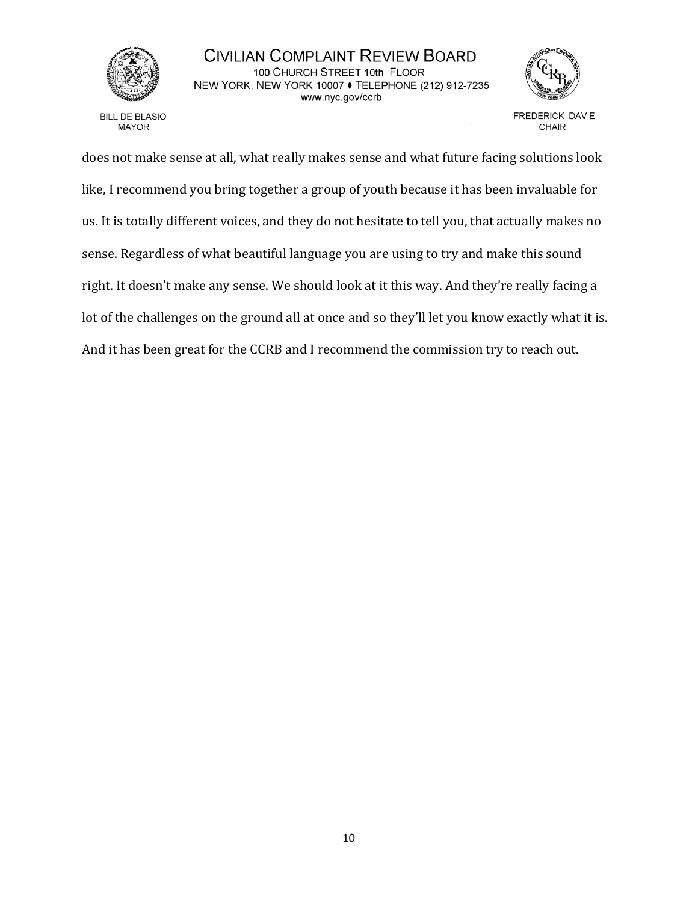does not make sense at all, what really makes sense and what future facing solutions look like, I recommend you bring together a group of youth because it has been invaluable for us. It is totally different voices, and they do not hesitate to tell you, that actually makes no sense. Regardless of what beautiful language you are using to try and make this sound right. It doesn't make any sense. We should look at it this way. And they're really facing a lot of the challenges on the ground all at once and so they'll let you know exactly what it is. And it has been great for the CCRB and I recommend the commission try to reach out.